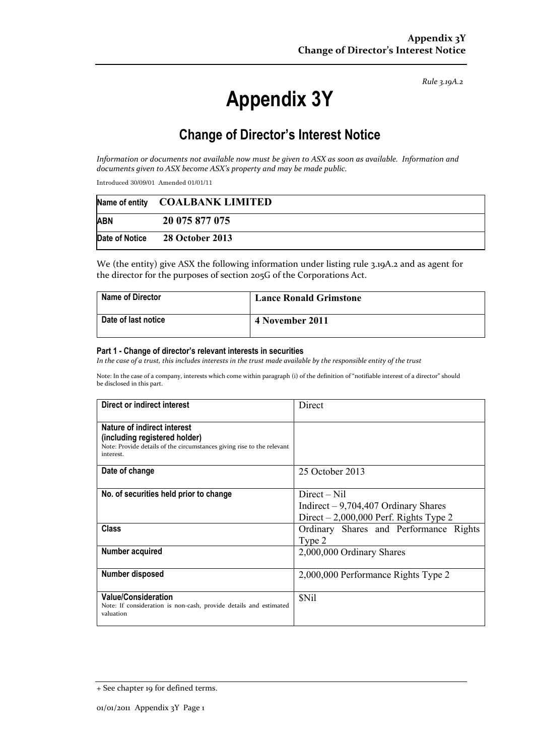*Rule 3.19A.2*

# Appendix 3Y

## Change of Director's Interest Notice

*Information or documents not available now must be given to ASX as soon as available. Information and documents given to ASX become ASX's property and may be made public.*

Introduced 30/09/01 Amended 01/01/11

| Name of entity | COALBANK LIMITED |
|---|---|
| ABN | 20 075 877 075 |
| Date of Notice | 28 October 2013 |

We (the entity) give ASX the following information under listing rule 3.19A.2 and as agent for the director for the purposes of section 205G of the Corporations Act.

| Name of Director | Lance Ronald Grimstone |
|---|---|
| Date of last notice | 4 November 2011 |

#### Part 1 - Change of director's relevant interests in securities

*In the case of a trust, this includes interests in the trust made available by the responsible entity of the trust*

Note: In the case of a company, interests which come within paragraph (i) of the definition of "notifiable interest of a director" should be disclosed in this part.

| | |
|---|---|
| **Direct or indirect interest** | Direct |
| **Nature of indirect interest (including registered holder)**<br>Note: Provide details of the circumstances giving rise to the relevant interest. | |
| **Date of change** | 25 October 2013 |
| **No. of securities held prior to change** | Direct – Nil<br>Indirect – 9,704,407 Ordinary Shares<br>Direct – 2,000,000 Perf. Rights Type 2 |
| **Class** | Ordinary Shares and Performance Rights Type 2 |
| **Number acquired** | 2,000,000 Ordinary Shares |
| **Number disposed** | 2,000,000 Performance Rights Type 2 |
| **Value/Consideration**<br>Note: If consideration is non-cash, provide details and estimated valuation | $Nil |

+ See chapter 19 for defined terms.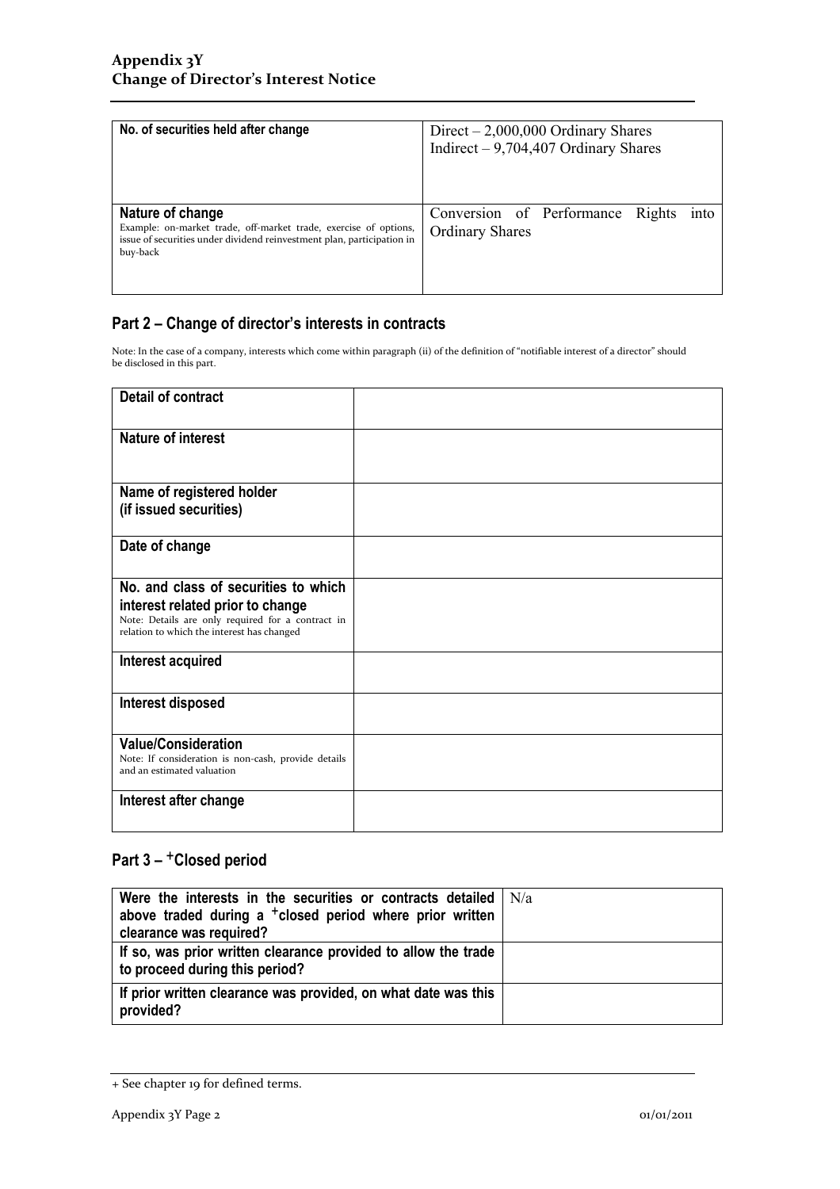| | |
|---|---|
| **No. of securities held after change** | Direct – 2,000,000 Ordinary Shares<br>Indirect – 9,704,407 Ordinary Shares |
| **Nature of change**<br>Example: on-market trade, off-market trade, exercise of options, issue of securities under dividend reinvestment plan, participation in buy-back | Conversion of Performance Rights into Ordinary Shares |

## Part 2 – Change of director's interests in contracts

Note: In the case of a company, interests which come within paragraph (ii) of the definition of "notifiable interest of a director" should be disclosed in this part.

| | |
|---|---|
| **Detail of contract** | |
| **Nature of interest** | |
| **Name of registered holder (if issued securities)** | |
| **Date of change** | |
| **No. and class of securities to which interest related prior to change**<br>Note: Details are only required for a contract in relation to which the interest has changed | |
| **Interest acquired** | |
| **Interest disposed** | |
| **Value/Consideration**<br>Note: If consideration is non-cash, provide details and an estimated valuation | |
| **Interest after change** | |

## Part 3 – +Closed period

| | |
|---|---|
| **Were the interests in the securities or contracts detailed above traded during a +closed period where prior written clearance was required?** | N/a |
| **If so, was prior written clearance provided to allow the trade to proceed during this period?** | |
| **If prior written clearance was provided, on what date was this provided?** | |

+ See chapter 19 for defined terms.